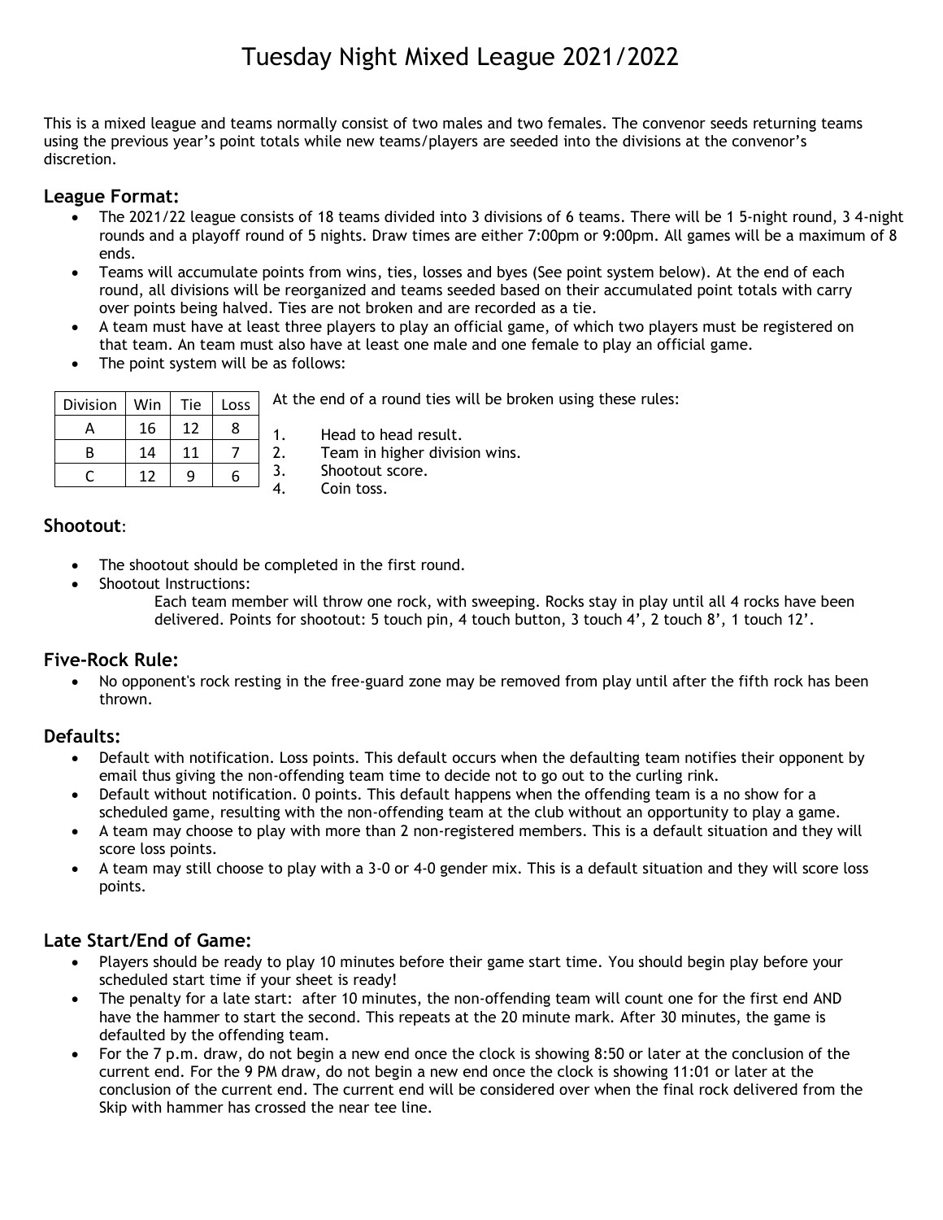# Tuesday Night Mixed League 2021/2022

This is a mixed league and teams normally consist of two males and two females. The convenor seeds returning teams using the previous year's point totals while new teams/players are seeded into the divisions at the convenor's discretion.

## League Format:

- The 2021/22 league consists of 18 teams divided into 3 divisions of 6 teams. There will be 1 5-night round, 3 4-night rounds and a playoff round of 5 nights. Draw times are either 7:00pm or 9:00pm. All games will be a maximum of 8 ends.
- Teams will accumulate points from wins, ties, losses and byes (See point system below). At the end of each round, all divisions will be reorganized and teams seeded based on their accumulated point totals with carry over points being halved. Ties are not broken and are recorded as a tie.
- A team must have at least three players to play an official game, of which two players must be registered on that team. An team must also have at least one male and one female to play an official game.
- The point system will be as follows:

| Division | Win | Tie | Loss |
|---|---|---|---|
| A | 16 | 12 | 8 |
| B | 14 | 11 | 7 |
| C | 12 | 9 | 6 |

At the end of a round ties will be broken using these rules:

1. Head to head result.
2. Team in higher division wins.
3. Shootout score.
4. Coin toss.

## Shootout:

- The shootout should be completed in the first round.
- Shootout Instructions:

  Each team member will throw one rock, with sweeping. Rocks stay in play until all 4 rocks have been delivered. Points for shootout: 5 touch pin, 4 touch button, 3 touch 4', 2 touch 8', 1 touch 12'.

## Five-Rock Rule:

- No opponent's rock resting in the free-guard zone may be removed from play until after the fifth rock has been thrown.

## Defaults:

- Default with notification. Loss points. This default occurs when the defaulting team notifies their opponent by email thus giving the non-offending team time to decide not to go out to the curling rink.
- Default without notification. 0 points. This default happens when the offending team is a no show for a scheduled game, resulting with the non-offending team at the club without an opportunity to play a game.
- A team may choose to play with more than 2 non-registered members. This is a default situation and they will score loss points.
- A team may still choose to play with a 3-0 or 4-0 gender mix. This is a default situation and they will score loss points.

## Late Start/End of Game:

- Players should be ready to play 10 minutes before their game start time. You should begin play before your scheduled start time if your sheet is ready!
- The penalty for a late start: after 10 minutes, the non-offending team will count one for the first end AND have the hammer to start the second. This repeats at the 20 minute mark. After 30 minutes, the game is defaulted by the offending team.
- For the 7 p.m. draw, do not begin a new end once the clock is showing 8:50 or later at the conclusion of the current end. For the 9 PM draw, do not begin a new end once the clock is showing 11:01 or later at the conclusion of the current end. The current end will be considered over when the final rock delivered from the Skip with hammer has crossed the near tee line.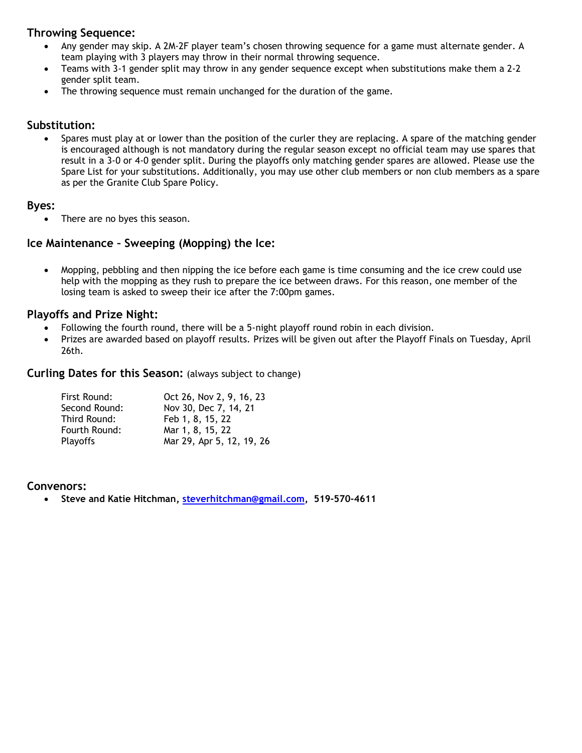## Throwing Sequence:

- Any gender may skip. A 2M-2F player team's chosen throwing sequence for a game must alternate gender. A team playing with 3 players may throw in their normal throwing sequence.
- Teams with 3-1 gender split may throw in any gender sequence except when substitutions make them a 2-2 gender split team.
- The throwing sequence must remain unchanged for the duration of the game.

## Substitution:

- Spares must play at or lower than the position of the curler they are replacing. A spare of the matching gender is encouraged although is not mandatory during the regular season except no official team may use spares that result in a 3-0 or 4-0 gender split. During the playoffs only matching gender spares are allowed. Please use the Spare List for your substitutions. Additionally, you may use other club members or non club members as a spare as per the Granite Club Spare Policy.

## Byes:

- There are no byes this season.

## Ice Maintenance – Sweeping (Mopping) the Ice:

- Mopping, pebbling and then nipping the ice before each game is time consuming and the ice crew could use help with the mopping as they rush to prepare the ice between draws. For this reason, one member of the losing team is asked to sweep their ice after the 7:00pm games.

## Playoffs and Prize Night:

- Following the fourth round, there will be a 5-night playoff round robin in each division.
- Prizes are awarded based on playoff results. Prizes will be given out after the Playoff Finals on Tuesday, April 26th.

## Curling Dates for this Season: (always subject to change)

| | |
|---|---|
| First Round: | Oct 26, Nov 2, 9, 16, 23 |
| Second Round: | Nov 30, Dec 7, 14, 21 |
| Third Round: | Feb 1, 8, 15, 22 |
| Fourth Round: | Mar 1, 8, 15, 22 |
| Playoffs | Mar 29, Apr 5, 12, 19, 26 |

## Convenors:

- **Steve and Katie Hitchman, steverhitchman@gmail.com, 519-570-4611**